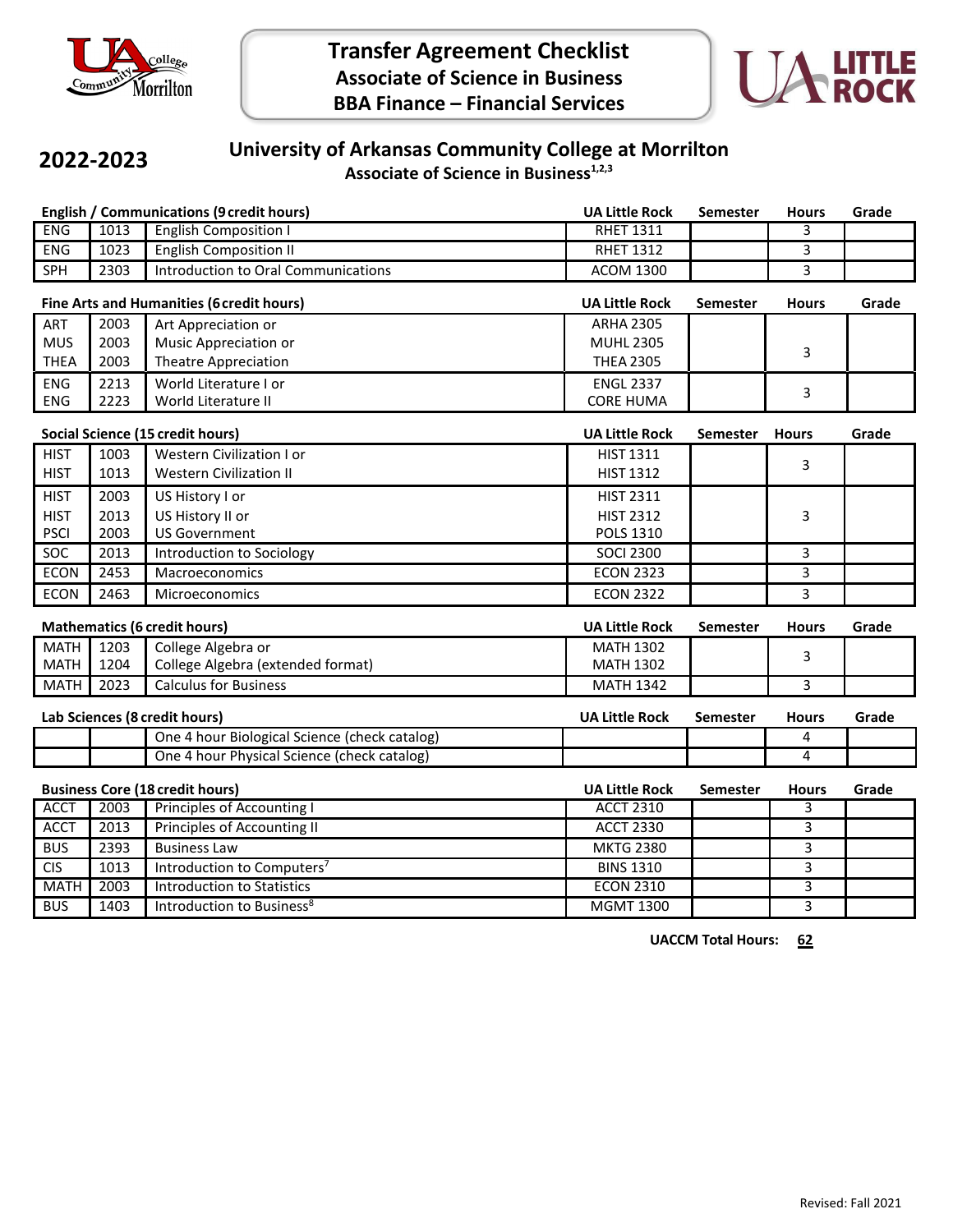# Transfer Agreement Checklist
## Associate of Science in Business
## BBA Finance – Financial Services

**2022-2023**

## University of Arkansas Community College at Morrilton
### Associate of Science in Business[1,2,3]

| English / Communications (9 credit hours) | | | UA Little Rock | Semester | Hours | Grade |
|---|---|---|---|---|---|---|
| ENG | 1013 | English Composition I | RHET 1311 | | 3 | |
| ENG | 1023 | English Composition II | RHET 1312 | | 3 | |
| SPH | 2303 | Introduction to Oral Communications | ACOM 1300 | | 3 | |

| Fine Arts and Humanities (6 credit hours) | | | UA Little Rock | Semester | Hours | Grade |
|---|---|---|---|---|---|---|
| ART<br>MUS<br>THEA | 2003<br>2003<br>2003 | Art Appreciation or<br>Music Appreciation or<br>Theatre Appreciation | ARHA 2305<br>MUHL 2305<br>THEA 2305 | | 3 | |
| ENG<br>ENG | 2213<br>2223 | World Literature I or<br>World Literature II | ENGL 2337<br>CORE HUMA | | 3 | |

| Social Science (15 credit hours) | | | UA Little Rock | Semester | Hours | Grade |
|---|---|---|---|---|---|---|
| HIST<br>HIST | 1003<br>1013 | Western Civilization I or<br>Western Civilization II | HIST 1311<br>HIST 1312 | | 3 | |
| HIST<br>HIST<br>PSCI | 2003<br>2013<br>2003 | US History I or<br>US History II or<br>US Government | HIST 2311<br>HIST 2312<br>POLS 1310 | | 3 | |
| SOC | 2013 | Introduction to Sociology | SOCI 2300 | | 3 | |
| ECON | 2453 | Macroeconomics | ECON 2323 | | 3 | |
| ECON | 2463 | Microeconomics | ECON 2322 | | 3 | |

| Mathematics (6 credit hours) | | | UA Little Rock | Semester | Hours | Grade |
|---|---|---|---|---|---|---|
| MATH<br>MATH | 1203<br>1204 | College Algebra or<br>College Algebra (extended format) | MATH 1302<br>MATH 1302 | | 3 | |
| MATH | 2023 | Calculus for Business | MATH 1342 | | 3 | |

| Lab Sciences (8 credit hours) | | | UA Little Rock | Semester | Hours | Grade |
|---|---|---|---|---|---|---|
| | | One 4 hour Biological Science (check catalog) | | | 4 | |
| | | One 4 hour Physical Science (check catalog) | | | 4 | |

| Business Core (18 credit hours) | | | UA Little Rock | Semester | Hours | Grade |
|---|---|---|---|---|---|---|
| ACCT | 2003 | Principles of Accounting I | ACCT 2310 | | 3 | |
| ACCT | 2013 | Principles of Accounting II | ACCT 2330 | | 3 | |
| BUS | 2393 | Business Law | MKTG 2380 | | 3 | |
| CIS | 1013 | Introduction to Computers[7] | BINS 1310 | | 3 | |
| MATH | 2003 | Introduction to Statistics | ECON 2310 | | 3 | |
| BUS | 1403 | Introduction to Business[8] | MGMT 1300 | | 3 | |

**UACCM Total Hours: 62**

Revised: Fall 2021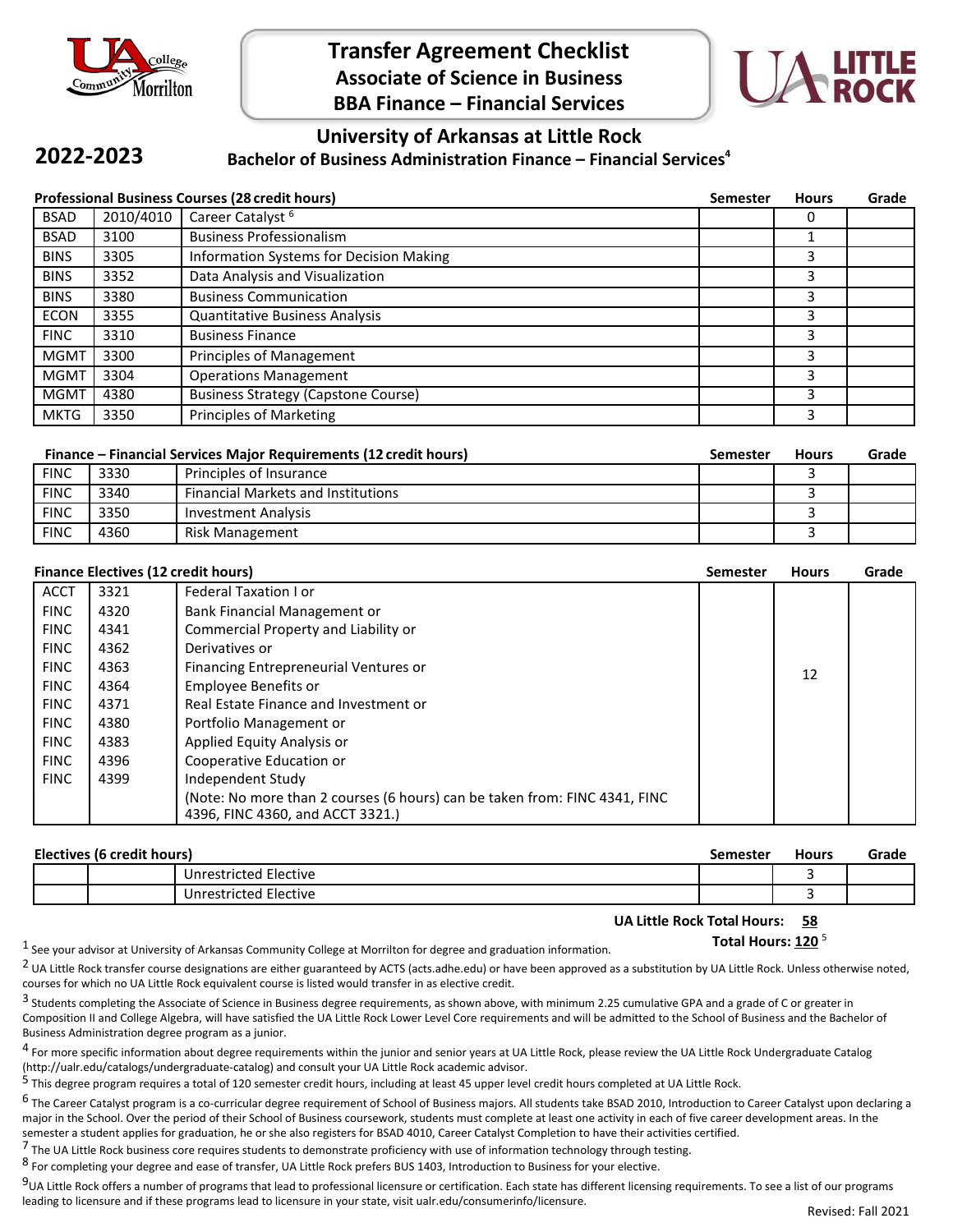# Transfer Agreement Checklist
## Associate of Science in Business
## BBA Finance – Financial Services

**2022-2023**

## University of Arkansas at Little Rock
### Bachelor of Business Administration Finance – Financial Services[4]

| Professional Business Courses (28 credit hours) | | | Semester | Hours | Grade |
|---|---|---|---|---|---|
| BSAD | 2010/4010 | Career Catalyst [6] | | 0 | |
| BSAD | 3100 | Business Professionalism | | 1 | |
| BINS | 3305 | Information Systems for Decision Making | | 3 | |
| BINS | 3352 | Data Analysis and Visualization | | 3 | |
| BINS | 3380 | Business Communication | | 3 | |
| ECON | 3355 | Quantitative Business Analysis | | 3 | |
| FINC | 3310 | Business Finance | | 3 | |
| MGMT | 3300 | Principles of Management | | 3 | |
| MGMT | 3304 | Operations Management | | 3 | |
| MGMT | 4380 | Business Strategy (Capstone Course) | | 3 | |
| MKTG | 3350 | Principles of Marketing | | 3 | |

| Finance – Financial Services Major Requirements (12 credit hours) | | | Semester | Hours | Grade |
|---|---|---|---|---|---|
| FINC | 3330 | Principles of Insurance | | 3 | |
| FINC | 3340 | Financial Markets and Institutions | | 3 | |
| FINC | 3350 | Investment Analysis | | 3 | |
| FINC | 4360 | Risk Management | | 3 | |

| Finance Electives (12 credit hours) | | | Semester | Hours | Grade |
|---|---|---|---|---|---|
| ACCT | 3321 | Federal Taxation I or | | 12 | |
| FINC | 4320 | Bank Financial Management or | | | |
| FINC | 4341 | Commercial Property and Liability or | | | |
| FINC | 4362 | Derivatives or | | | |
| FINC | 4363 | Financing Entrepreneurial Ventures or | | | |
| FINC | 4364 | Employee Benefits or | | | |
| FINC | 4371 | Real Estate Finance and Investment or | | | |
| FINC | 4380 | Portfolio Management or | | | |
| FINC | 4383 | Applied Equity Analysis or | | | |
| FINC | 4396 | Cooperative Education or | | | |
| FINC | 4399 | Independent Study | | | |
| | | (Note: No more than 2 courses (6 hours) can be taken from: FINC 4341, FINC 4396, FINC 4360, and ACCT 3321.) | | | |

| Electives (6 credit hours) | | | Semester | Hours | Grade |
|---|---|---|---|---|---|
| | | Unrestricted Elective | | 3 | |
| | | Unrestricted Elective | | 3 | |

**UA Little Rock Total Hours: 58**

**Total Hours: 120** [5]

[1] See your advisor at University of Arkansas Community College at Morrilton for degree and graduation information.

[2] UA Little Rock transfer course designations are either guaranteed by ACTS (acts.adhe.edu) or have been approved as a substitution by UA Little Rock. Unless otherwise noted, courses for which no UA Little Rock equivalent course is listed would transfer in as elective credit.

[3] Students completing the Associate of Science in Business degree requirements, as shown above, with minimum 2.25 cumulative GPA and a grade of C or greater in Composition II and College Algebra, will have satisfied the UA Little Rock Lower Level Core requirements and will be admitted to the School of Business and the Bachelor of Business Administration degree program as a junior.

[4] For more specific information about degree requirements within the junior and senior years at UA Little Rock, please review the UA Little Rock Undergraduate Catalog (http://ualr.edu/catalogs/undergraduate-catalog) and consult your UA Little Rock academic advisor.

[5] This degree program requires a total of 120 semester credit hours, including at least 45 upper level credit hours completed at UA Little Rock.

[6] The Career Catalyst program is a co-curricular degree requirement of School of Business majors. All students take BSAD 2010, Introduction to Career Catalyst upon declaring a major in the School. Over the period of their School of Business coursework, students must complete at least one activity in each of five career development areas. In the semester a student applies for graduation, he or she also registers for BSAD 4010, Career Catalyst Completion to have their activities certified.

[7] The UA Little Rock business core requires students to demonstrate proficiency with use of information technology through testing.

[8] For completing your degree and ease of transfer, UA Little Rock prefers BUS 1403, Introduction to Business for your elective.

[9] UA Little Rock offers a number of programs that lead to professional licensure or certification. Each state has different licensing requirements. To see a list of our programs leading to licensure and if these programs lead to licensure in your state, visit ualr.edu/consumerinfo/licensure.

Revised: Fall 2021